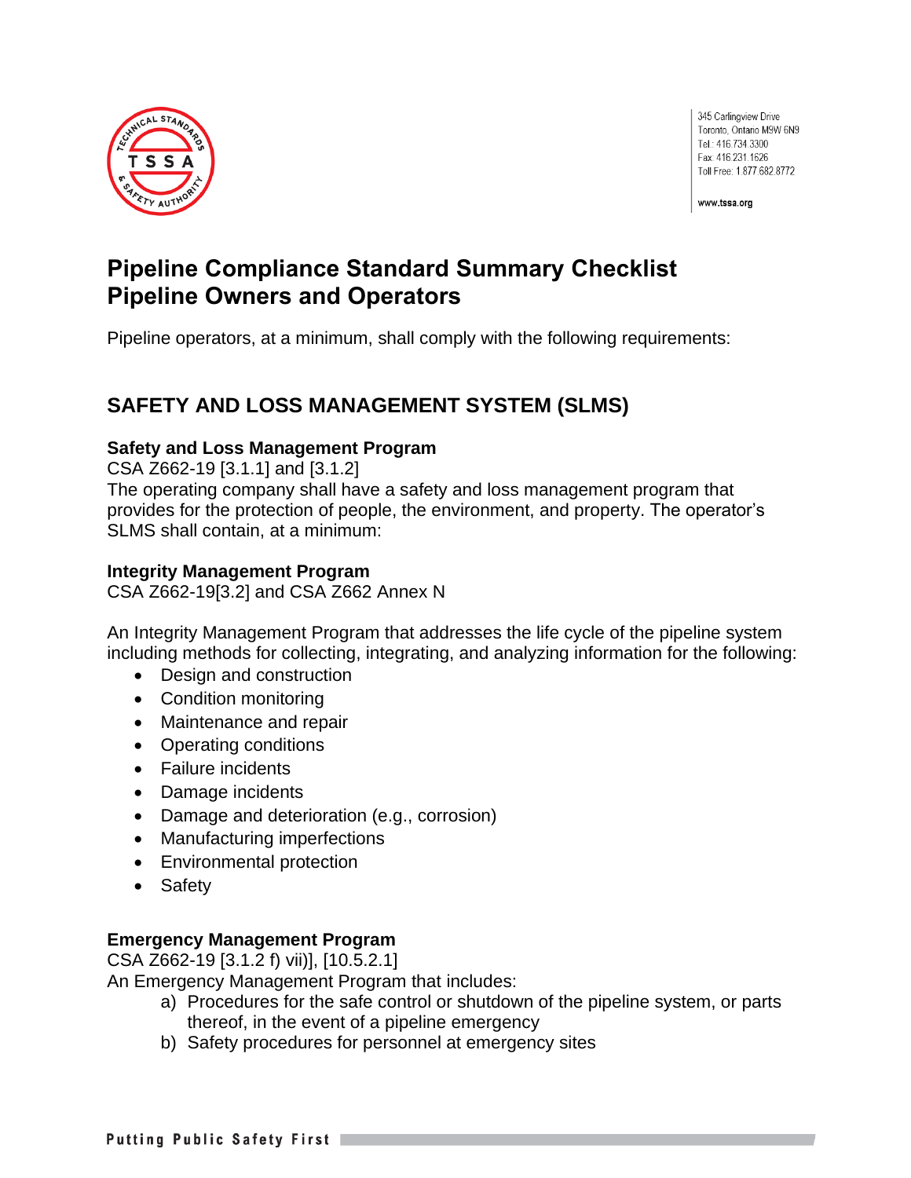345 Carlingview Drive
Toronto, Ontario M9W 6N9
Tel.: 416.734.3300
Fax: 416.231.1626
Toll Free: 1.877.682.8772

www.tssa.org

# Pipeline Compliance Standard Summary Checklist
# Pipeline Owners and Operators

Pipeline operators, at a minimum, shall comply with the following requirements:

## SAFETY AND LOSS MANAGEMENT SYSTEM (SLMS)

**Safety and Loss Management Program**
CSA Z662-19 [3.1.1] and [3.1.2]
The operating company shall have a safety and loss management program that provides for the protection of people, the environment, and property. The operator's SLMS shall contain, at a minimum:

**Integrity Management Program**
CSA Z662-19[3.2] and CSA Z662 Annex N

An Integrity Management Program that addresses the life cycle of the pipeline system including methods for collecting, integrating, and analyzing information for the following:

- Design and construction
- Condition monitoring
- Maintenance and repair
- Operating conditions
- Failure incidents
- Damage incidents
- Damage and deterioration (e.g., corrosion)
- Manufacturing imperfections
- Environmental protection
- Safety

**Emergency Management Program**
CSA Z662-19 [3.1.2 f) vii)], [10.5.2.1]
An Emergency Management Program that includes:

a) Procedures for the safe control or shutdown of the pipeline system, or parts thereof, in the event of a pipeline emergency
b) Safety procedures for personnel at emergency sites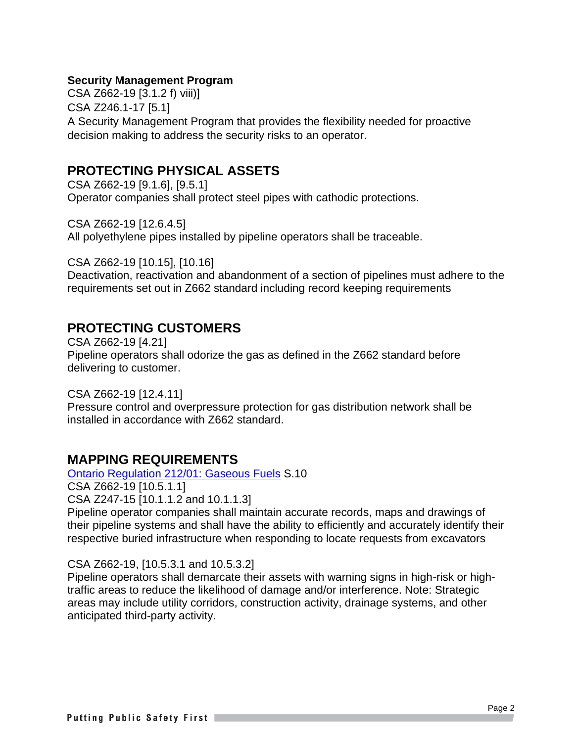**Security Management Program**
CSA Z662-19 [3.1.2 f) viii)]
CSA Z246.1-17 [5.1]
A Security Management Program that provides the flexibility needed for proactive decision making to address the security risks to an operator.

## PROTECTING PHYSICAL ASSETS

CSA Z662-19 [9.1.6], [9.5.1]
Operator companies shall protect steel pipes with cathodic protections.

CSA Z662-19 [12.6.4.5]
All polyethylene pipes installed by pipeline operators shall be traceable.

CSA Z662-19 [10.15], [10.16]
Deactivation, reactivation and abandonment of a section of pipelines must adhere to the requirements set out in Z662 standard including record keeping requirements

## PROTECTING CUSTOMERS

CSA Z662-19 [4.21]
Pipeline operators shall odorize the gas as defined in the Z662 standard before delivering to customer.

CSA Z662-19 [12.4.11]
Pressure control and overpressure protection for gas distribution network shall be installed in accordance with Z662 standard.

## MAPPING REQUIREMENTS

Ontario Regulation 212/01: Gaseous Fuels S.10
CSA Z662-19 [10.5.1.1]
CSA Z247-15 [10.1.1.2 and 10.1.1.3]
Pipeline operator companies shall maintain accurate records, maps and drawings of their pipeline systems and shall have the ability to efficiently and accurately identify their respective buried infrastructure when responding to locate requests from excavators

CSA Z662-19, [10.5.3.1 and 10.5.3.2]
Pipeline operators shall demarcate their assets with warning signs in high-risk or high-traffic areas to reduce the likelihood of damage and/or interference. Note: Strategic areas may include utility corridors, construction activity, drainage systems, and other anticipated third-party activity.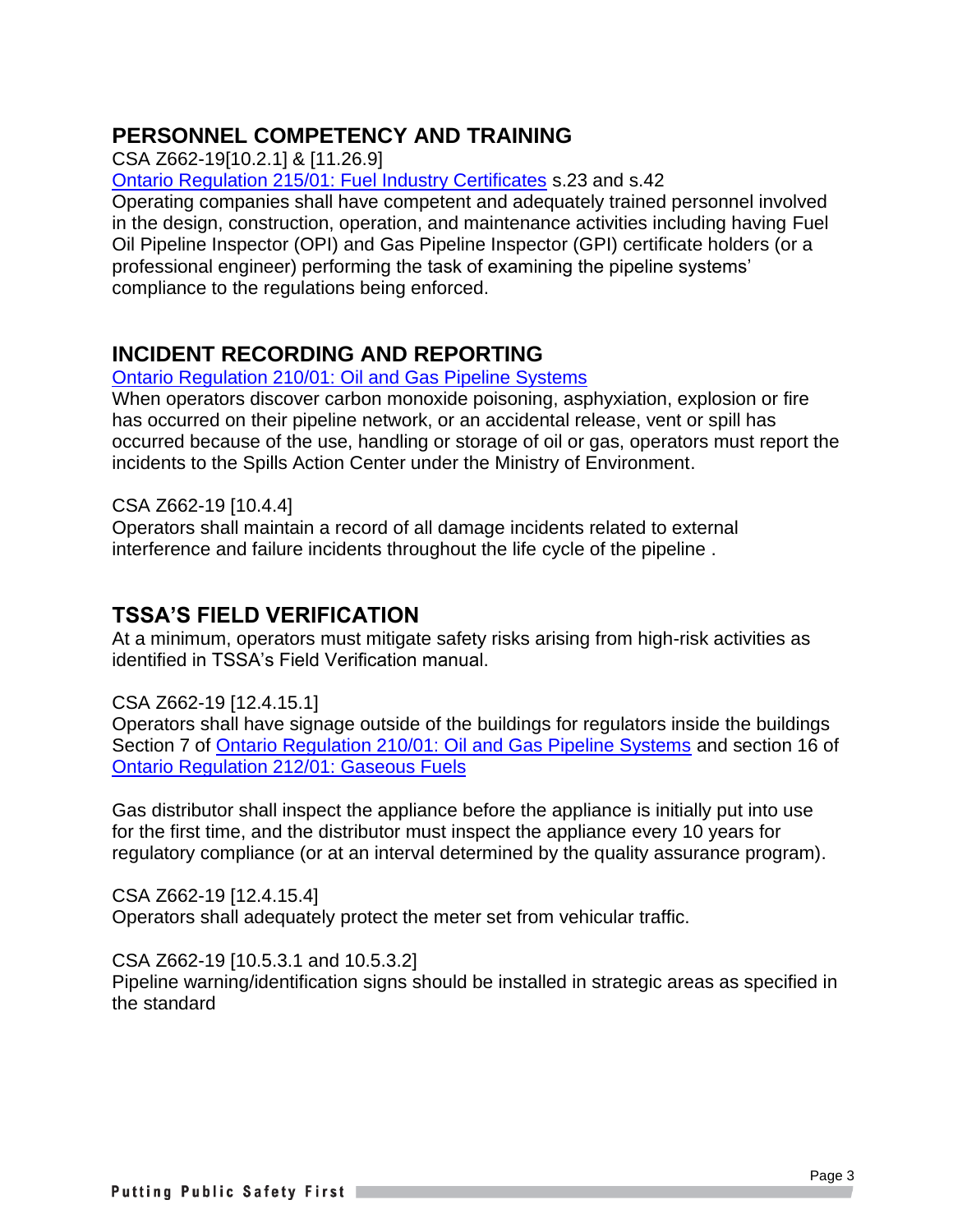## PERSONNEL COMPETENCY AND TRAINING

CSA Z662-19[10.2.1] & [11.26.9]

Ontario Regulation 215/01: Fuel Industry Certificates s.23 and s.42

Operating companies shall have competent and adequately trained personnel involved in the design, construction, operation, and maintenance activities including having Fuel Oil Pipeline Inspector (OPI) and Gas Pipeline Inspector (GPI) certificate holders (or a professional engineer) performing the task of examining the pipeline systems' compliance to the regulations being enforced.

## INCIDENT RECORDING AND REPORTING

Ontario Regulation 210/01: Oil and Gas Pipeline Systems

When operators discover carbon monoxide poisoning, asphyxiation, explosion or fire has occurred on their pipeline network, or an accidental release, vent or spill has occurred because of the use, handling or storage of oil or gas, operators must report the incidents to the Spills Action Center under the Ministry of Environment.

CSA Z662-19 [10.4.4]

Operators shall maintain a record of all damage incidents related to external interference and failure incidents throughout the life cycle of the pipeline .

## TSSA'S FIELD VERIFICATION

At a minimum, operators must mitigate safety risks arising from high-risk activities as identified in TSSA's Field Verification manual.

CSA Z662-19 [12.4.15.1]

Operators shall have signage outside of the buildings for regulators inside the buildings Section 7 of Ontario Regulation 210/01: Oil and Gas Pipeline Systems and section 16 of Ontario Regulation 212/01: Gaseous Fuels

Gas distributor shall inspect the appliance before the appliance is initially put into use for the first time, and the distributor must inspect the appliance every 10 years for regulatory compliance (or at an interval determined by the quality assurance program).

CSA Z662-19 [12.4.15.4]

Operators shall adequately protect the meter set from vehicular traffic.

CSA Z662-19 [10.5.3.1 and 10.5.3.2]

Pipeline warning/identification signs should be installed in strategic areas as specified in the standard